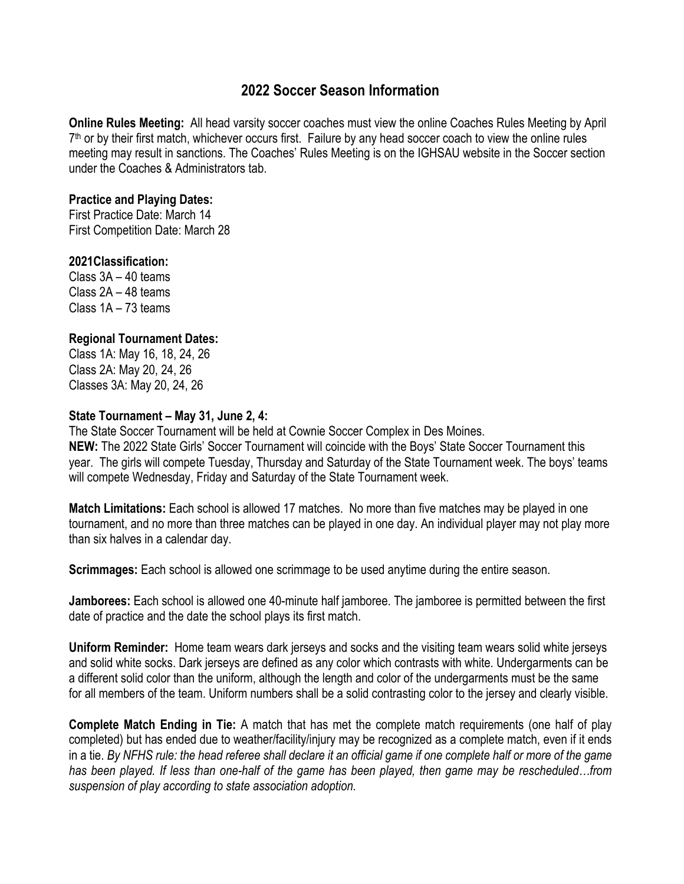# 2022 Soccer Season Information

**Online Rules Meeting:** All head varsity soccer coaches must view the online Coaches Rules Meeting by April 7th or by their first match, whichever occurs first. Failure by any head soccer coach to view the online rules meeting may result in sanctions. The Coaches' Rules Meeting is on the IGHSAU website in the Soccer section under the Coaches & Administrators tab.

**Practice and Playing Dates:**
First Practice Date: March 14
First Competition Date: March 28

**2021Classification:**
Class 3A – 40 teams
Class 2A – 48 teams
Class 1A – 73 teams

**Regional Tournament Dates:**
Class 1A: May 16, 18, 24, 26
Class 2A: May 20, 24, 26
Classes 3A: May 20, 24, 26

**State Tournament – May 31, June 2, 4:**
The State Soccer Tournament will be held at Cownie Soccer Complex in Des Moines.
**NEW:** The 2022 State Girls' Soccer Tournament will coincide with the Boys' State Soccer Tournament this year. The girls will compete Tuesday, Thursday and Saturday of the State Tournament week. The boys' teams will compete Wednesday, Friday and Saturday of the State Tournament week.

**Match Limitations:** Each school is allowed 17 matches. No more than five matches may be played in one tournament, and no more than three matches can be played in one day. An individual player may not play more than six halves in a calendar day.

**Scrimmages:** Each school is allowed one scrimmage to be used anytime during the entire season.

**Jamborees:** Each school is allowed one 40-minute half jamboree. The jamboree is permitted between the first date of practice and the date the school plays its first match.

**Uniform Reminder:** Home team wears dark jerseys and socks and the visiting team wears solid white jerseys and solid white socks. Dark jerseys are defined as any color which contrasts with white. Undergarments can be a different solid color than the uniform, although the length and color of the undergarments must be the same for all members of the team. Uniform numbers shall be a solid contrasting color to the jersey and clearly visible.

**Complete Match Ending in Tie:** A match that has met the complete match requirements (one half of play completed) but has ended due to weather/facility/injury may be recognized as a complete match, even if it ends in a tie. *By NFHS rule: the head referee shall declare it an official game if one complete half or more of the game has been played. If less than one-half of the game has been played, then game may be rescheduled…from suspension of play according to state association adoption.*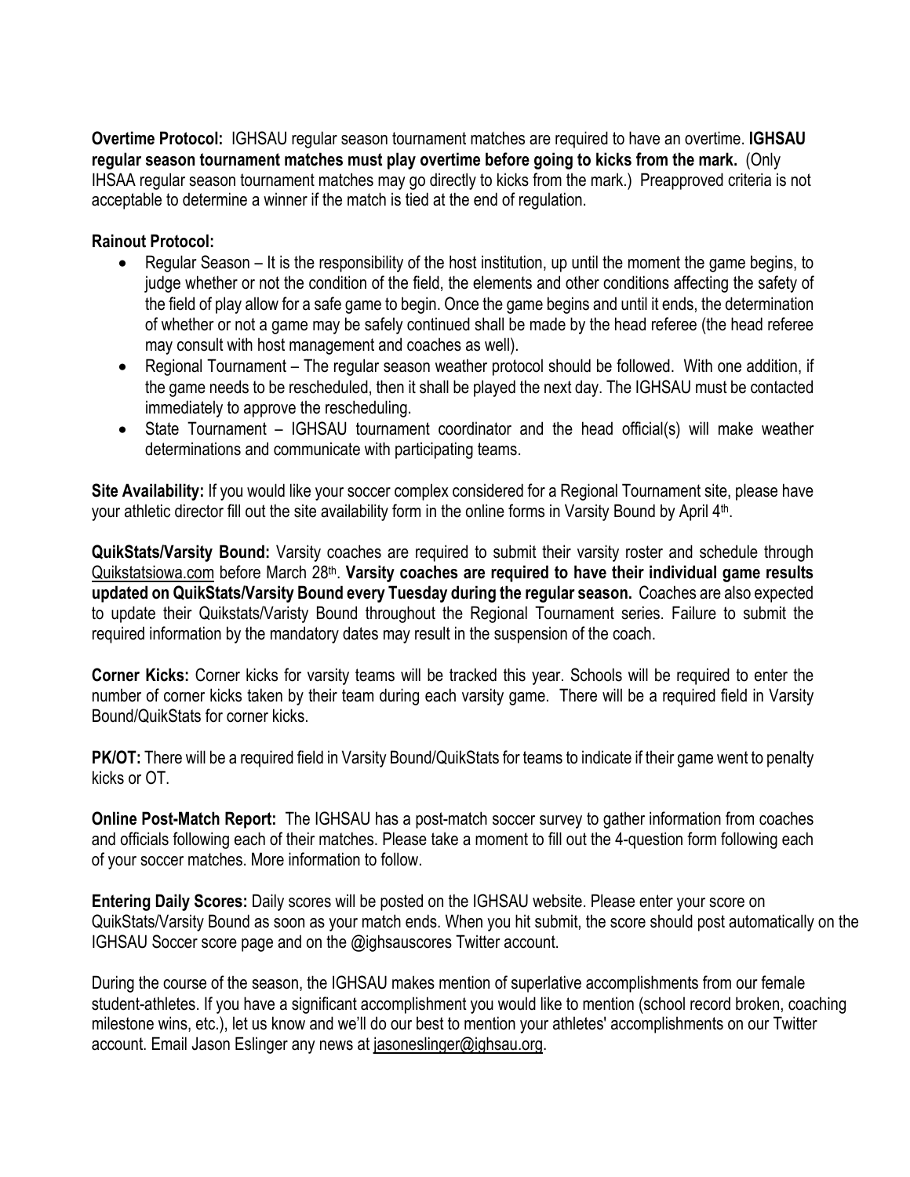**Overtime Protocol:** IGHSAU regular season tournament matches are required to have an overtime. **IGHSAU regular season tournament matches must play overtime before going to kicks from the mark.** (Only IHSAA regular season tournament matches may go directly to kicks from the mark.) Preapproved criteria is not acceptable to determine a winner if the match is tied at the end of regulation.

**Rainout Protocol:**

- Regular Season – It is the responsibility of the host institution, up until the moment the game begins, to judge whether or not the condition of the field, the elements and other conditions affecting the safety of the field of play allow for a safe game to begin. Once the game begins and until it ends, the determination of whether or not a game may be safely continued shall be made by the head referee (the head referee may consult with host management and coaches as well).
- Regional Tournament – The regular season weather protocol should be followed. With one addition, if the game needs to be rescheduled, then it shall be played the next day. The IGHSAU must be contacted immediately to approve the rescheduling.
- State Tournament – IGHSAU tournament coordinator and the head official(s) will make weather determinations and communicate with participating teams.

**Site Availability:** If you would like your soccer complex considered for a Regional Tournament site, please have your athletic director fill out the site availability form in the online forms in Varsity Bound by April 4th.

**QuikStats/Varsity Bound:** Varsity coaches are required to submit their varsity roster and schedule through Quikstatsiowa.com before March 28th. **Varsity coaches are required to have their individual game results updated on QuikStats/Varsity Bound every Tuesday during the regular season.** Coaches are also expected to update their Quikstats/Varisty Bound throughout the Regional Tournament series. Failure to submit the required information by the mandatory dates may result in the suspension of the coach.

**Corner Kicks:** Corner kicks for varsity teams will be tracked this year. Schools will be required to enter the number of corner kicks taken by their team during each varsity game. There will be a required field in Varsity Bound/QuikStats for corner kicks.

**PK/OT:** There will be a required field in Varsity Bound/QuikStats for teams to indicate if their game went to penalty kicks or OT.

**Online Post-Match Report:** The IGHSAU has a post-match soccer survey to gather information from coaches and officials following each of their matches. Please take a moment to fill out the 4-question form following each of your soccer matches. More information to follow.

**Entering Daily Scores:** Daily scores will be posted on the IGHSAU website. Please enter your score on QuikStats/Varsity Bound as soon as your match ends. When you hit submit, the score should post automatically on the IGHSAU Soccer score page and on the @ighsauscores Twitter account.

During the course of the season, the IGHSAU makes mention of superlative accomplishments from our female student-athletes. If you have a significant accomplishment you would like to mention (school record broken, coaching milestone wins, etc.), let us know and we'll do our best to mention your athletes' accomplishments on our Twitter account. Email Jason Eslinger any news at jasoneslinger@ighsau.org.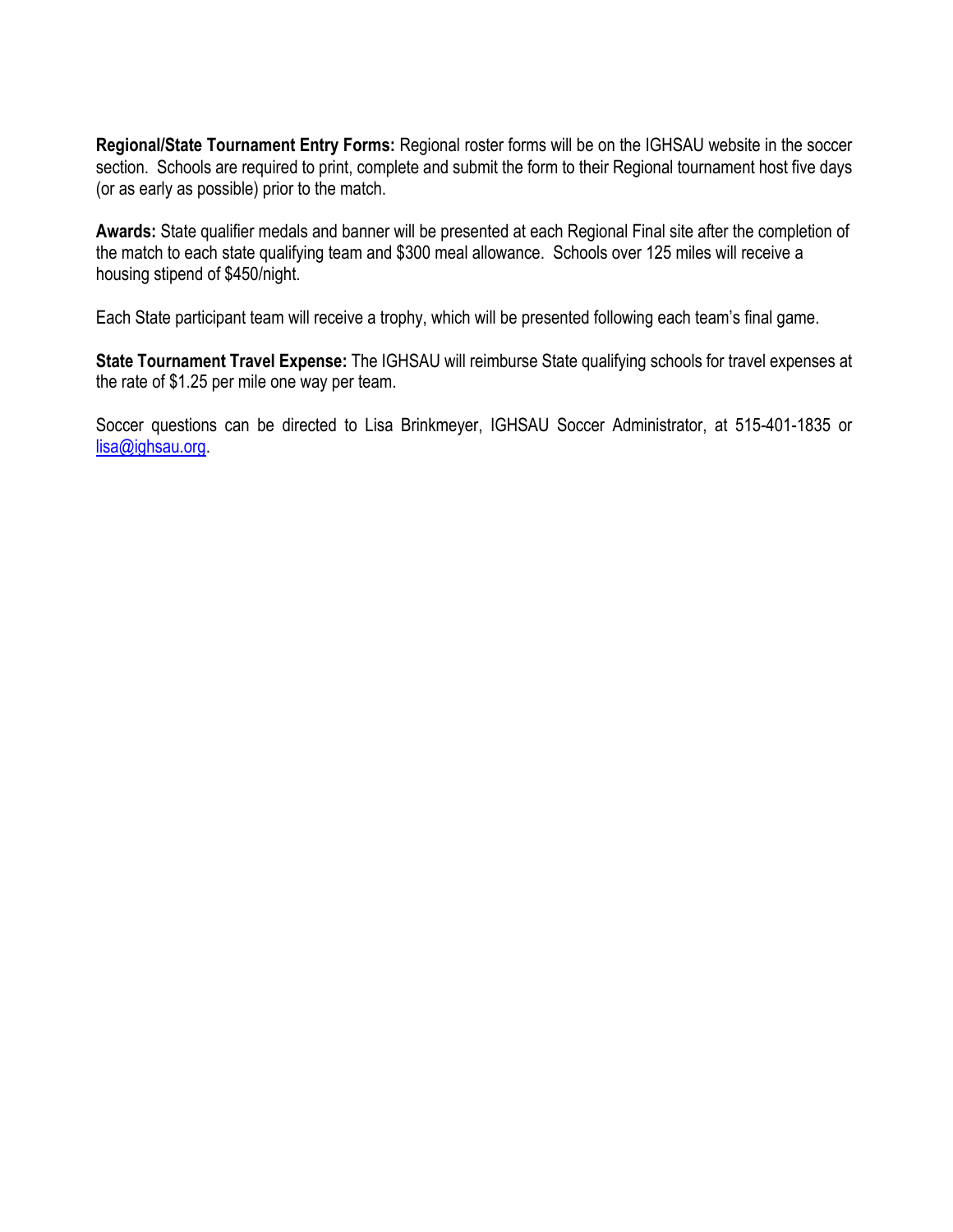**Regional/State Tournament Entry Forms:** Regional roster forms will be on the IGHSAU website in the soccer section. Schools are required to print, complete and submit the form to their Regional tournament host five days (or as early as possible) prior to the match.

**Awards:** State qualifier medals and banner will be presented at each Regional Final site after the completion of the match to each state qualifying team and $300 meal allowance. Schools over 125 miles will receive a housing stipend of $450/night.

Each State participant team will receive a trophy, which will be presented following each team's final game.

**State Tournament Travel Expense:** The IGHSAU will reimburse State qualifying schools for travel expenses at the rate of $1.25 per mile one way per team.

Soccer questions can be directed to Lisa Brinkmeyer, IGHSAU Soccer Administrator, at 515-401-1835 or lisa@ighsau.org.